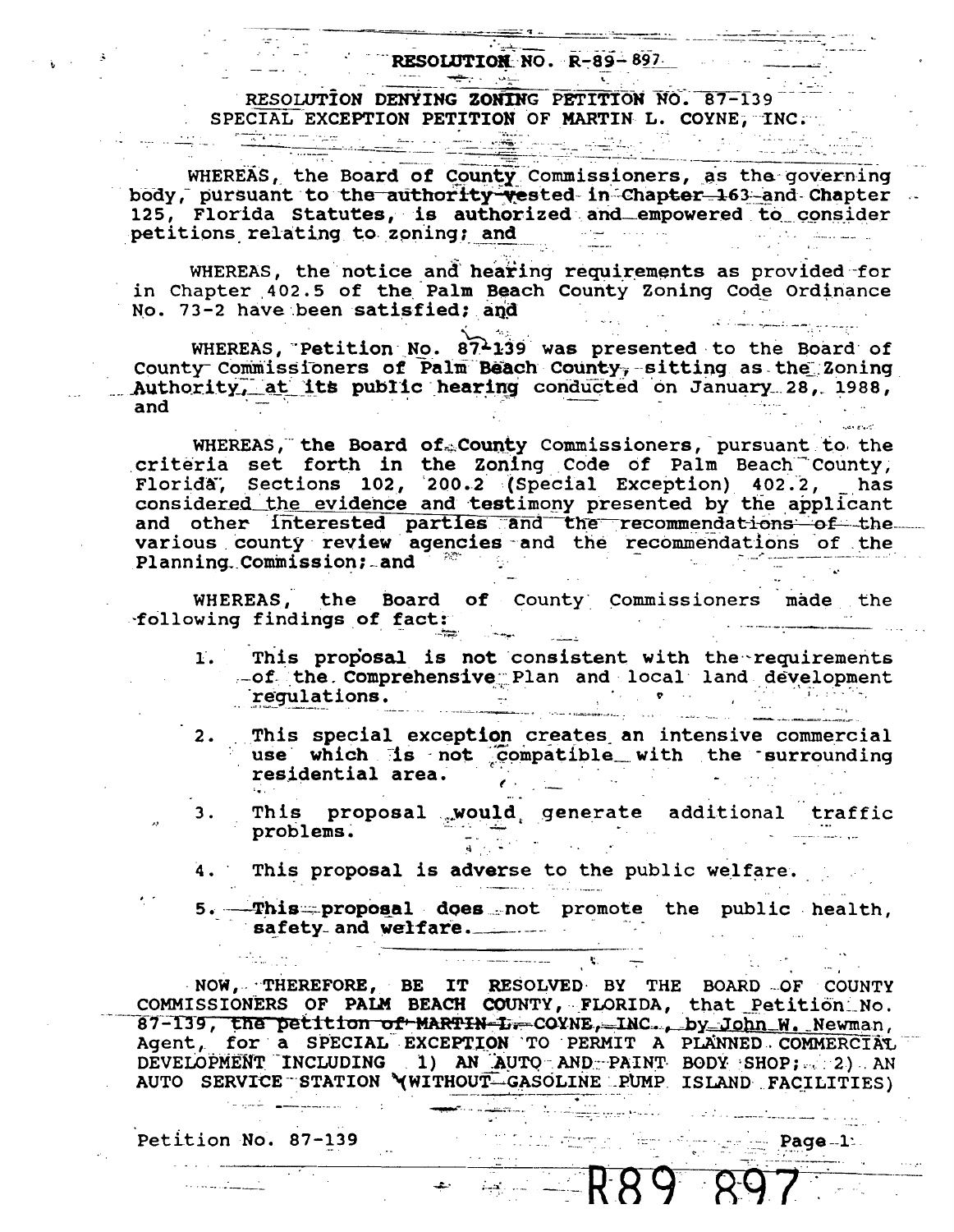# RESOLUTION NO. R-89-897

## RESOLUTION DENYING ZONING PETITION NO. 87-139 SPECIAL EXCEPTION PETITION OF MARTIN L. COYNE, INC.

WHEREAS, the Board of County Commissioners, as the governing body, pursuant to the authority vested in Chapter 163 and Chapter 125, Florida Statutes, is authorized and empowered to consider petitions relating to zoning; and

WHEREAS, the notice and hearing requirements as provided for in Chapter 402.5 of the Palm Beach County Zoning Code Ordinance No. 73-2 have been satisfied; and

WHEREAS, Petition No. 87-139 was presented to the Board of County Commissioners of Palm Beach County, sitting as the Zoning Authority, at its public hearing conducted on January 28, 1988, and

WHEREAS, the Board of County Commissioners, pursuant to the criteria set forth in the Zoning Code of Palm Beach County, Florida, Sections 102, 200.2 (Special Exception) 402.2, has considered the evidence and testimony presented by the applicant and other interested parties and the recommendations of the various county review agencies and the recommendations of the Planning Commission; and

WHEREAS, the Board of County Commissioners made the following findings of fact:

1. This proposal is not consistent with the requirements of the Comprehensive Plan and local land development regulations.
2. This special exception creates an intensive commercial use which is not compatible with the surrounding residential area.
3. This proposal would generate additional traffic problems.
4. This proposal is adverse to the public welfare.
5. This proposal does not promote the public health, safety and welfare.

NOW, THEREFORE, BE IT RESOLVED BY THE BOARD OF COUNTY COMMISSIONERS OF PALM BEACH COUNTY, FLORIDA, that Petition No. 87-139, the petition of MARTIN L. COYNE, INC., by John W. Newman, Agent, for a SPECIAL EXCEPTION TO PERMIT A PLANNED COMMERCIAL DEVELOPMENT INCLUDING 1) AN AUTO AND PAINT BODY SHOP; 2) AN AUTO SERVICE STATION (WITHOUT GASOLINE PUMP ISLAND FACILITIES)

Petition No. 87-139

R89 897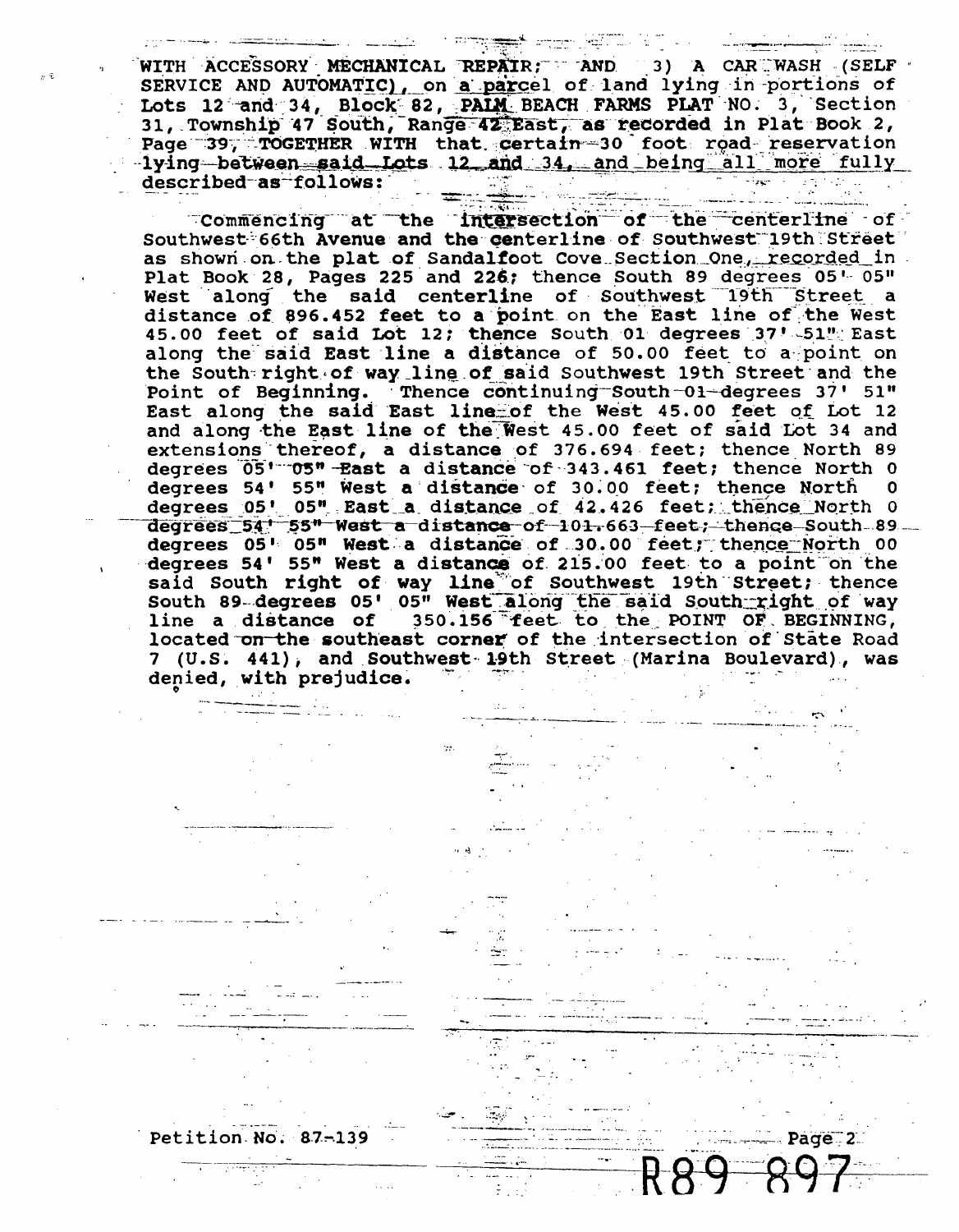WITH ACCESSORY MECHANICAL REPAIR; AND 3) A CAR WASH (SELF SERVICE AND AUTOMATIC), on a parcel of land lying in portions of Lots 12 and 34, Block 82, PALM BEACH FARMS PLAT NO. 3, Section 31, Township 47 South, Range 42 East, as recorded in Plat Book 2, Page 39, TOGETHER WITH that certain 30 foot road reservation lying between said Lots 12 and 34, and being all more fully described as follows:

Commencing at the intersection of the centerline of Southwest 66th Avenue and the centerline of Southwest 19th Street as shown on the plat of Sandalfoot Cove Section One, recorded in Plat Book 28, Pages 225 and 226; thence South 89 degrees 05' 05" West along the said centerline of Southwest 19th Street a distance of 896.452 feet to a point on the East line of the West 45.00 feet of said Lot 12; thence South 01 degrees 37' 51" East along the said East line a distance of 50.00 feet to a point on the South right of way line of said Southwest 19th Street and the Point of Beginning. Thence continuing South 01 degrees 37' 51" East along the said East line of the West 45.00 feet of Lot 12 and along the East line of the West 45.00 feet of said Lot 34 and extensions thereof, a distance of 376.694 feet; thence North 89 degrees 05' 05" East a distance of 343.461 feet; thence North 0 degrees 54' 55" West a distance of 30.00 feet; thence North 0 degrees 05' 05" East a distance of 42.426 feet; thence North 0 degrees 54' 55" West a distance of 101.663 feet; thence South 89 degrees 05' 05" West a distance of 30.00 feet; thence North 00 degrees 54' 55" West a distance of 215.00 feet to a point on the said South right of way line of Southwest 19th Street; thence South 89 degrees 05' 05" West along the said South right of way line a distance of 350.156 feet to the POINT OF BEGINNING, located on the southeast corner of the intersection of State Road 7 (U.S. 441), and Southwest 19th Street (Marina Boulevard), was denied, with prejudice.

Petition No. 87-139

R89 897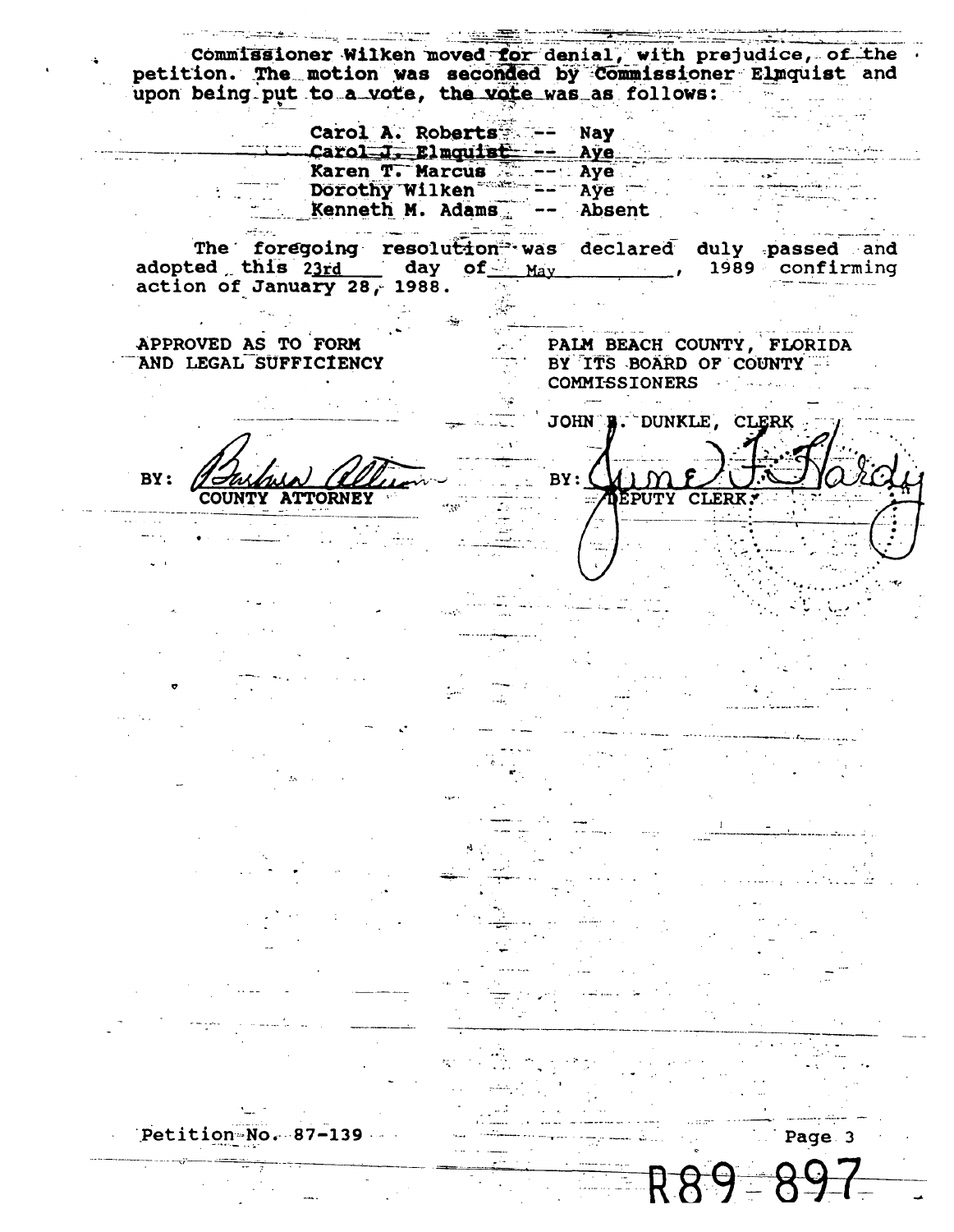Commissioner Wilken moved for denial, with prejudice, of the petition. The motion was seconded by Commissioner Elmquist and upon being put to a vote, the vote was as follows:

| | | |
|---|---|---|
| Carol A. Roberts | -- | Nay |
| Carol J. Elmquist | -- | Aye |
| Karen T. Marcus | -- | Aye |
| Dorothy Wilken | -- | Aye |
| Kenneth M. Adams | -- | Absent |

The foregoing resolution was declared duly passed and adopted this 23rd day of May, 1989 confirming action of January 28, 1988.

APPROVED AS TO FORM
AND LEGAL SUFFICIENCY

BY: COUNTY ATTORNEY

PALM BEACH COUNTY, FLORIDA
BY ITS BOARD OF COUNTY
COMMISSIONERS

JOHN B. DUNKLE, CLERK

BY: DEPUTY CLERK

Petition No. 87-139

R89 897